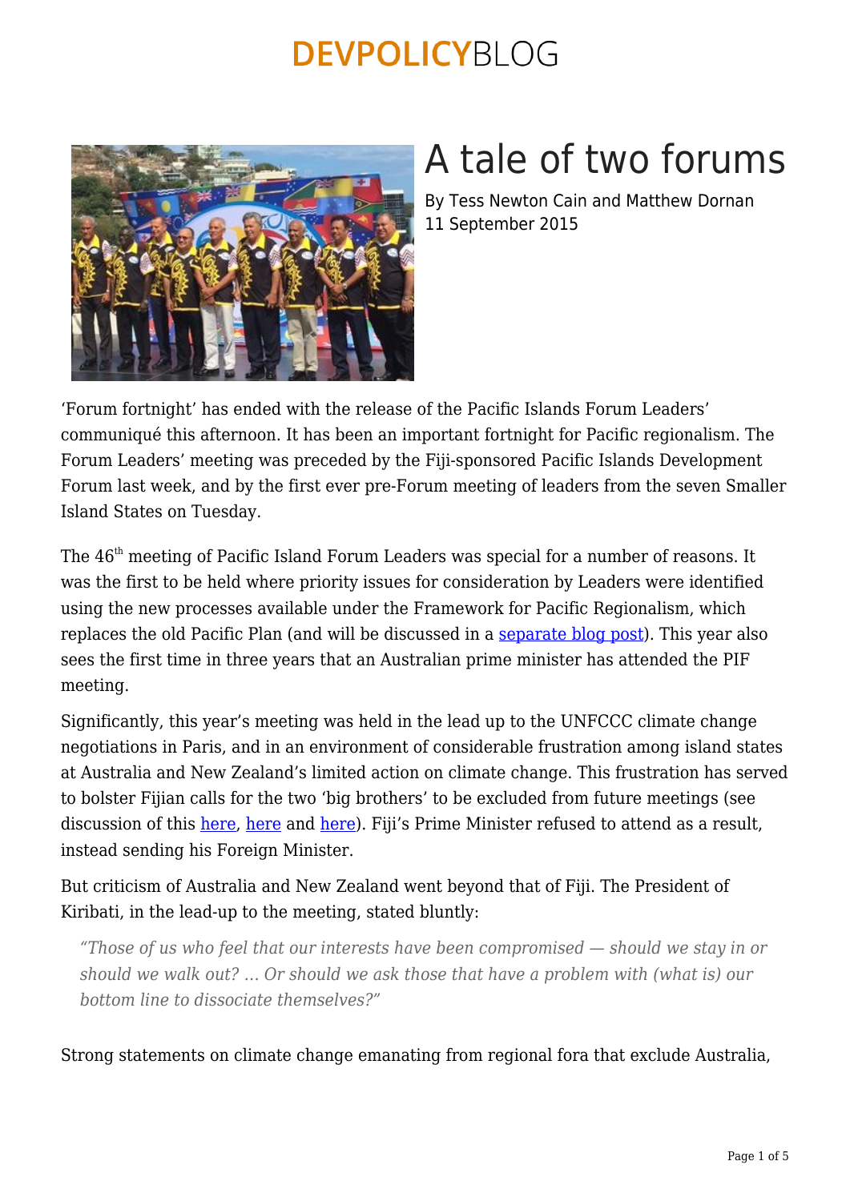# A tale of two forums

By Tess Newton Cain and Matthew Dornan
11 September 2015

'Forum fortnight' has ended with the release of the Pacific Islands Forum Leaders' communiqué this afternoon. It has been an important fortnight for Pacific regionalism. The Forum Leaders' meeting was preceded by the Fiji-sponsored Pacific Islands Development Forum last week, and by the first ever pre-Forum meeting of leaders from the seven Smaller Island States on Tuesday.

The 46th meeting of Pacific Island Forum Leaders was special for a number of reasons. It was the first to be held where priority issues for consideration by Leaders were identified using the new processes available under the Framework for Pacific Regionalism, which replaces the old Pacific Plan (and will be discussed in a separate blog post). This year also sees the first time in three years that an Australian prime minister has attended the PIF meeting.

Significantly, this year's meeting was held in the lead up to the UNFCCC climate change negotiations in Paris, and in an environment of considerable frustration among island states at Australia and New Zealand's limited action on climate change. This frustration has served to bolster Fijian calls for the two 'big brothers' to be excluded from future meetings (see discussion of this here, here and here). Fiji's Prime Minister refused to attend as a result, instead sending his Foreign Minister.

But criticism of Australia and New Zealand went beyond that of Fiji. The President of Kiribati, in the lead-up to the meeting, stated bluntly:

> *"Those of us who feel that our interests have been compromised — should we stay in or should we walk out? … Or should we ask those that have a problem with (what is) our bottom line to dissociate themselves?"*

Strong statements on climate change emanating from regional fora that exclude Australia,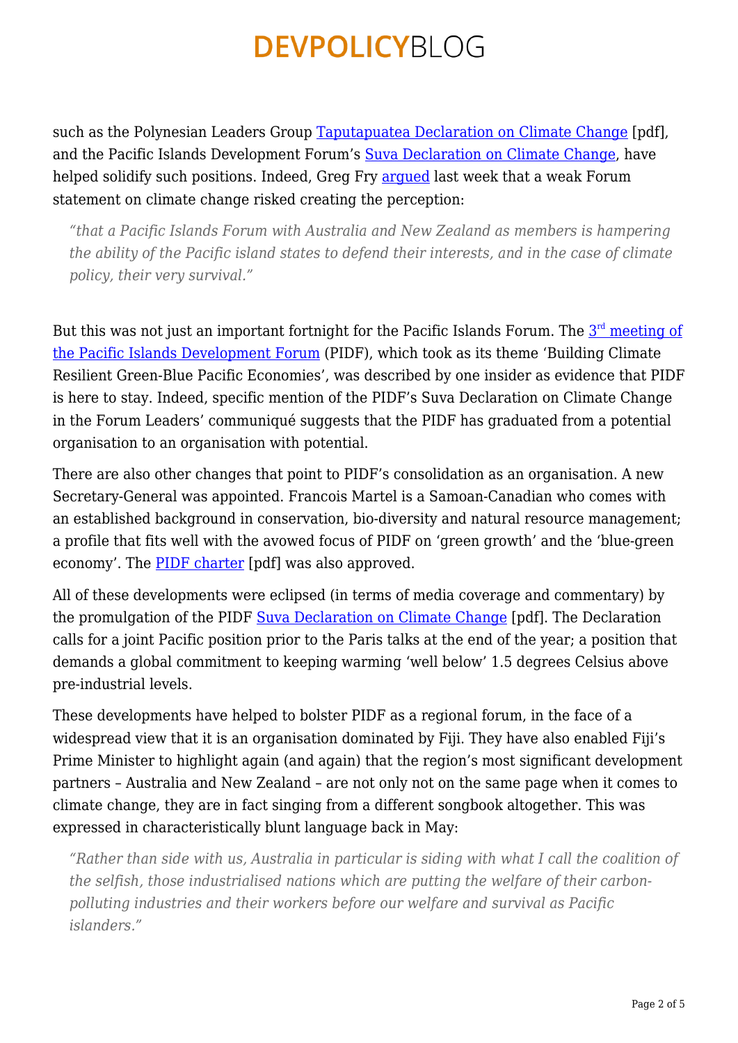such as the Polynesian Leaders Group Taputapuatea Declaration on Climate Change [pdf], and the Pacific Islands Development Forum's Suva Declaration on Climate Change, have helped solidify such positions. Indeed, Greg Fry argued last week that a weak Forum statement on climate change risked creating the perception:

> *"that a Pacific Islands Forum with Australia and New Zealand as members is hampering the ability of the Pacific island states to defend their interests, and in the case of climate policy, their very survival."*

But this was not just an important fortnight for the Pacific Islands Forum. The 3rd meeting of the Pacific Islands Development Forum (PIDF), which took as its theme 'Building Climate Resilient Green-Blue Pacific Economies', was described by one insider as evidence that PIDF is here to stay. Indeed, specific mention of the PIDF's Suva Declaration on Climate Change in the Forum Leaders' communiqué suggests that the PIDF has graduated from a potential organisation to an organisation with potential.

There are also other changes that point to PIDF's consolidation as an organisation. A new Secretary-General was appointed. Francois Martel is a Samoan-Canadian who comes with an established background in conservation, bio-diversity and natural resource management; a profile that fits well with the avowed focus of PIDF on 'green growth' and the 'blue-green economy'. The PIDF charter [pdf] was also approved.

All of these developments were eclipsed (in terms of media coverage and commentary) by the promulgation of the PIDF Suva Declaration on Climate Change [pdf]. The Declaration calls for a joint Pacific position prior to the Paris talks at the end of the year; a position that demands a global commitment to keeping warming 'well below' 1.5 degrees Celsius above pre-industrial levels.

These developments have helped to bolster PIDF as a regional forum, in the face of a widespread view that it is an organisation dominated by Fiji. They have also enabled Fiji's Prime Minister to highlight again (and again) that the region's most significant development partners – Australia and New Zealand – are not only not on the same page when it comes to climate change, they are in fact singing from a different songbook altogether. This was expressed in characteristically blunt language back in May:

> *"Rather than side with us, Australia in particular is siding with what I call the coalition of the selfish, those industrialised nations which are putting the welfare of their carbon-polluting industries and their workers before our welfare and survival as Pacific islanders."*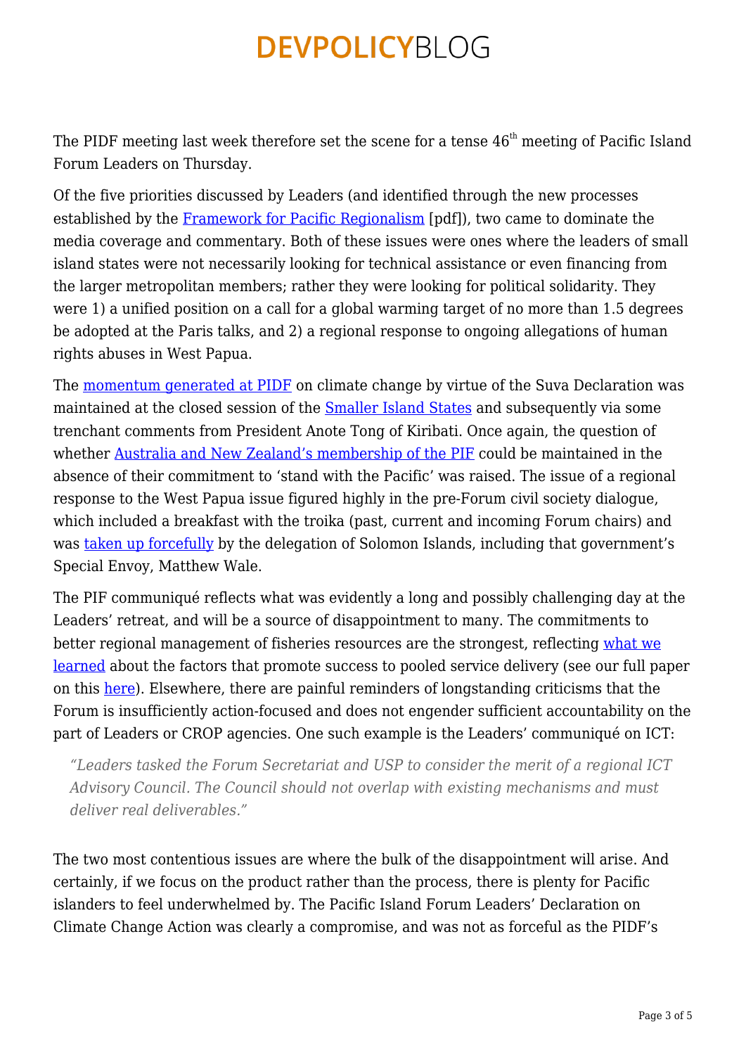The PIDF meeting last week therefore set the scene for a tense 46th meeting of Pacific Island Forum Leaders on Thursday.

Of the five priorities discussed by Leaders (and identified through the new processes established by the Framework for Pacific Regionalism [pdf]), two came to dominate the media coverage and commentary. Both of these issues were ones where the leaders of small island states were not necessarily looking for technical assistance or even financing from the larger metropolitan members; rather they were looking for political solidarity. They were 1) a unified position on a call for a global warming target of no more than 1.5 degrees be adopted at the Paris talks, and 2) a regional response to ongoing allegations of human rights abuses in West Papua.

The momentum generated at PIDF on climate change by virtue of the Suva Declaration was maintained at the closed session of the Smaller Island States and subsequently via some trenchant comments from President Anote Tong of Kiribati. Once again, the question of whether Australia and New Zealand's membership of the PIF could be maintained in the absence of their commitment to 'stand with the Pacific' was raised. The issue of a regional response to the West Papua issue figured highly in the pre-Forum civil society dialogue, which included a breakfast with the troika (past, current and incoming Forum chairs) and was taken up forcefully by the delegation of Solomon Islands, including that government's Special Envoy, Matthew Wale.

The PIF communiqué reflects what was evidently a long and possibly challenging day at the Leaders' retreat, and will be a source of disappointment to many. The commitments to better regional management of fisheries resources are the strongest, reflecting what we learned about the factors that promote success to pooled service delivery (see our full paper on this here). Elsewhere, there are painful reminders of longstanding criticisms that the Forum is insufficiently action-focused and does not engender sufficient accountability on the part of Leaders or CROP agencies. One such example is the Leaders' communiqué on ICT:

> *"Leaders tasked the Forum Secretariat and USP to consider the merit of a regional ICT Advisory Council. The Council should not overlap with existing mechanisms and must deliver real deliverables."*

The two most contentious issues are where the bulk of the disappointment will arise. And certainly, if we focus on the product rather than the process, there is plenty for Pacific islanders to feel underwhelmed by. The Pacific Island Forum Leaders' Declaration on Climate Change Action was clearly a compromise, and was not as forceful as the PIDF's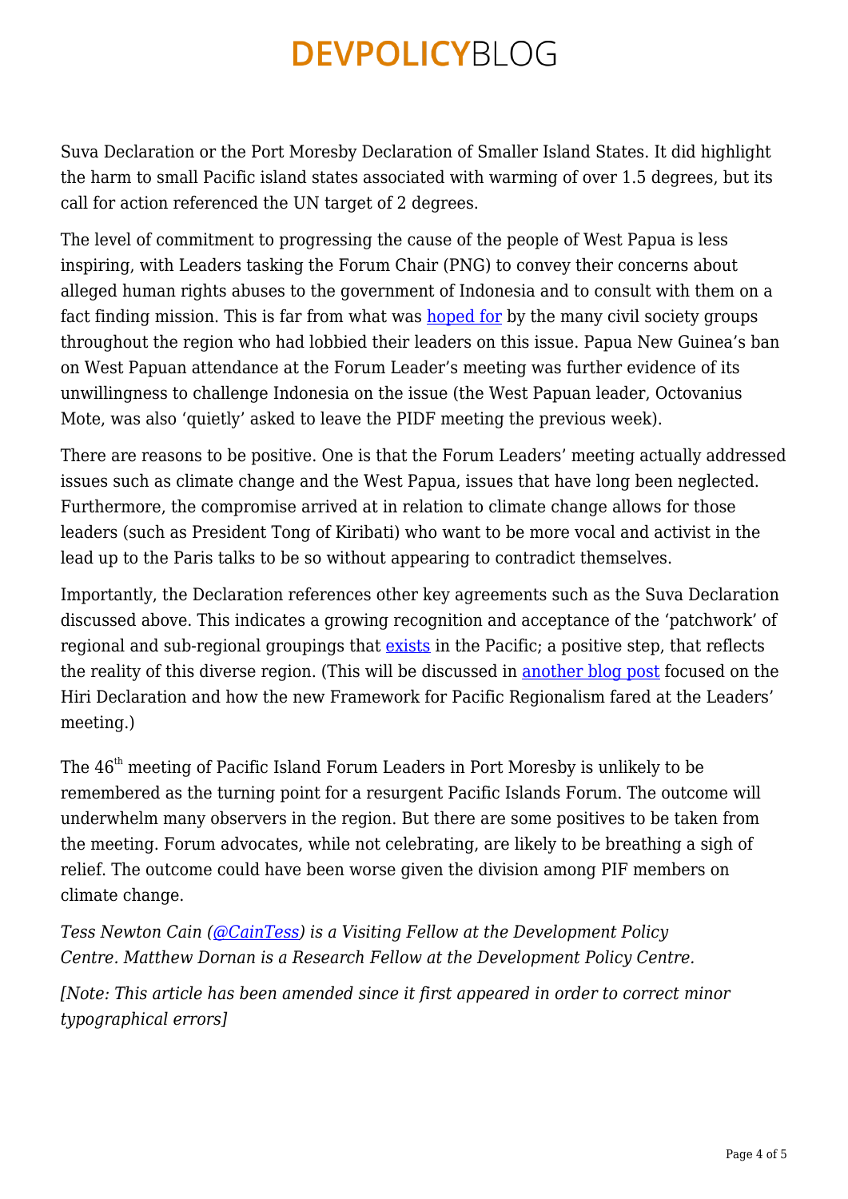Suva Declaration or the Port Moresby Declaration of Smaller Island States. It did highlight the harm to small Pacific island states associated with warming of over 1.5 degrees, but its call for action referenced the UN target of 2 degrees.

The level of commitment to progressing the cause of the people of West Papua is less inspiring, with Leaders tasking the Forum Chair (PNG) to convey their concerns about alleged human rights abuses to the government of Indonesia and to consult with them on a fact finding mission. This is far from what was hoped for by the many civil society groups throughout the region who had lobbied their leaders on this issue. Papua New Guinea's ban on West Papuan attendance at the Forum Leader's meeting was further evidence of its unwillingness to challenge Indonesia on the issue (the West Papuan leader, Octovanius Mote, was also 'quietly' asked to leave the PIDF meeting the previous week).

There are reasons to be positive. One is that the Forum Leaders' meeting actually addressed issues such as climate change and the West Papua, issues that have long been neglected. Furthermore, the compromise arrived at in relation to climate change allows for those leaders (such as President Tong of Kiribati) who want to be more vocal and activist in the lead up to the Paris talks to be so without appearing to contradict themselves.

Importantly, the Declaration references other key agreements such as the Suva Declaration discussed above. This indicates a growing recognition and acceptance of the 'patchwork' of regional and sub-regional groupings that exists in the Pacific; a positive step, that reflects the reality of this diverse region. (This will be discussed in another blog post focused on the Hiri Declaration and how the new Framework for Pacific Regionalism fared at the Leaders' meeting.)

The 46th meeting of Pacific Island Forum Leaders in Port Moresby is unlikely to be remembered as the turning point for a resurgent Pacific Islands Forum. The outcome will underwhelm many observers in the region. But there are some positives to be taken from the meeting. Forum advocates, while not celebrating, are likely to be breathing a sigh of relief. The outcome could have been worse given the division among PIF members on climate change.

*Tess Newton Cain (@CainTess) is a Visiting Fellow at the Development Policy Centre. Matthew Dornan is a Research Fellow at the Development Policy Centre.*

*[Note: This article has been amended since it first appeared in order to correct minor typographical errors]*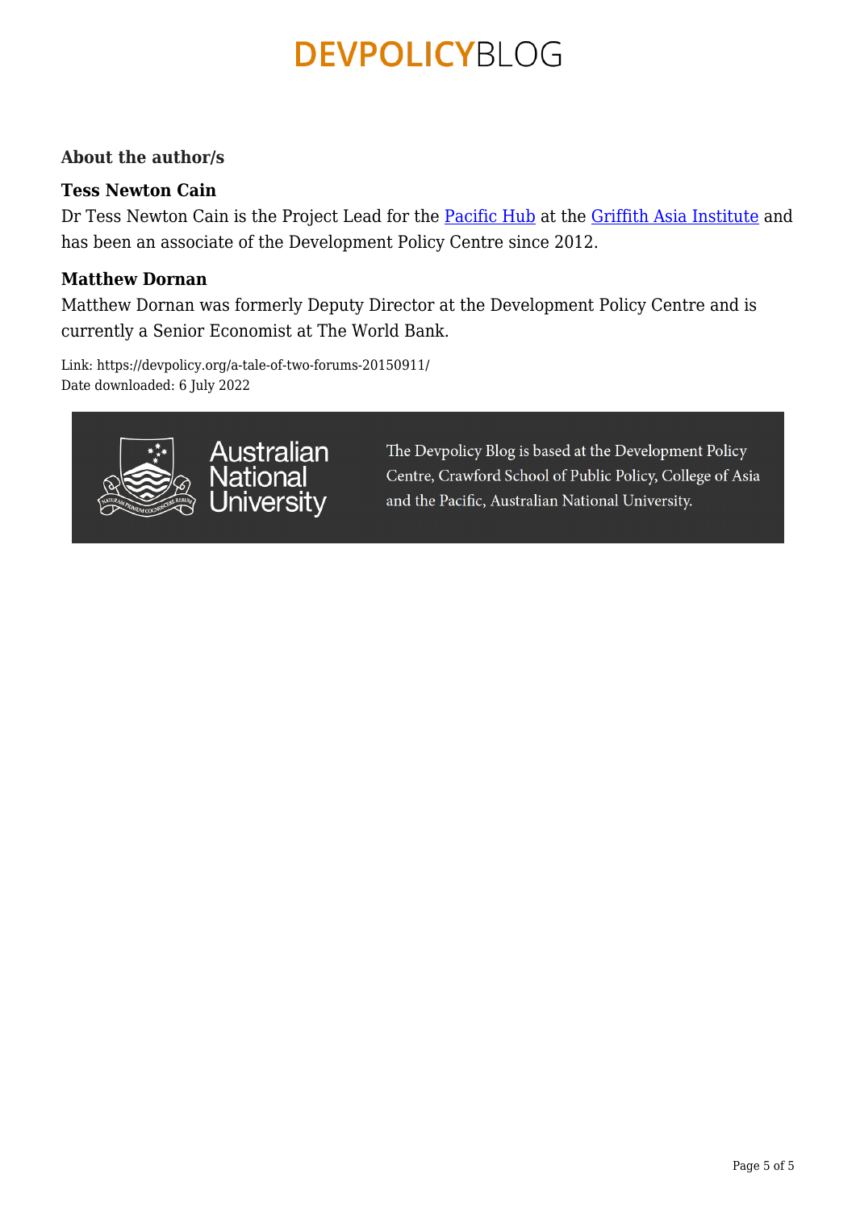### About the author/s

#### Tess Newton Cain

Dr Tess Newton Cain is the Project Lead for the [Pacific Hub]() at the [Griffith Asia Institute]() and has been an associate of the Development Policy Centre since 2012.

#### Matthew Dornan

Matthew Dornan was formerly Deputy Director at the Development Policy Centre and is currently a Senior Economist at The World Bank.

Link: https://devpolicy.org/a-tale-of-two-forums-20150911/
Date downloaded: 6 July 2022

Australian National University

The Devpolicy Blog is based at the Development Policy Centre, Crawford School of Public Policy, College of Asia and the Pacific, Australian National University.